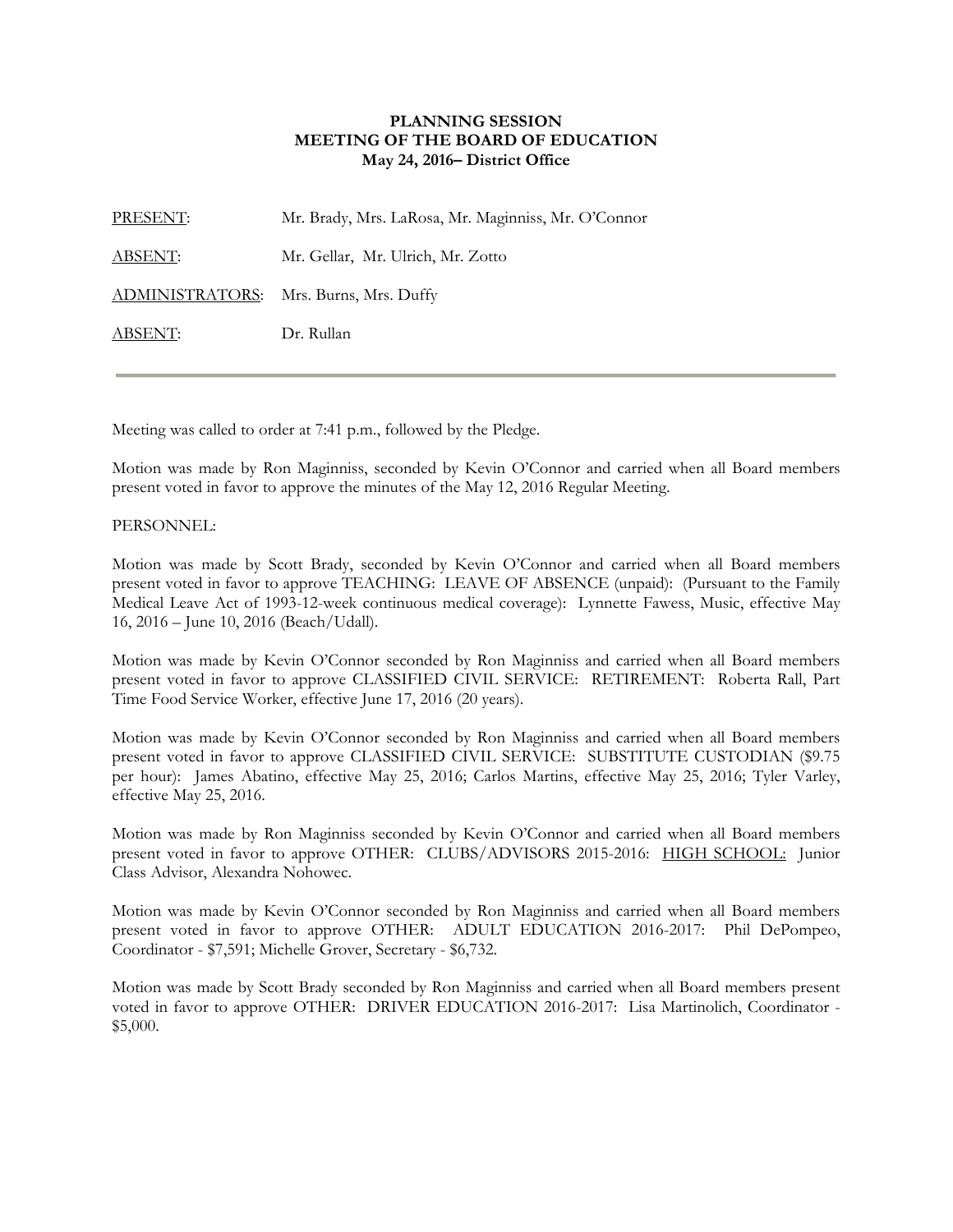**PLANNING SESSION**
**MEETING OF THE BOARD OF EDUCATION**
**May 24, 2016– District Office**

| | |
|---|---|
| PRESENT: | Mr. Brady, Mrs. LaRosa, Mr. Maginniss, Mr. O'Connor |
| ABSENT: | Mr. Gellar, Mr. Ulrich, Mr. Zotto |
| ADMINISTRATORS: | Mrs. Burns, Mrs. Duffy |
| ABSENT: | Dr. Rullan |

---

Meeting was called to order at 7:41 p.m., followed by the Pledge.

Motion was made by Ron Maginniss, seconded by Kevin O'Connor and carried when all Board members present voted in favor to approve the minutes of the May 12, 2016 Regular Meeting.

PERSONNEL:

Motion was made by Scott Brady, seconded by Kevin O'Connor and carried when all Board members present voted in favor to approve TEACHING: LEAVE OF ABSENCE (unpaid): (Pursuant to the Family Medical Leave Act of 1993-12-week continuous medical coverage): Lynnette Fawess, Music, effective May 16, 2016 – June 10, 2016 (Beach/Udall).

Motion was made by Kevin O'Connor seconded by Ron Maginniss and carried when all Board members present voted in favor to approve CLASSIFIED CIVIL SERVICE: RETIREMENT: Roberta Rall, Part Time Food Service Worker, effective June 17, 2016 (20 years).

Motion was made by Kevin O'Connor seconded by Ron Maginniss and carried when all Board members present voted in favor to approve CLASSIFIED CIVIL SERVICE: SUBSTITUTE CUSTODIAN ($9.75 per hour): James Abatino, effective May 25, 2016; Carlos Martins, effective May 25, 2016; Tyler Varley, effective May 25, 2016.

Motion was made by Ron Maginniss seconded by Kevin O'Connor and carried when all Board members present voted in favor to approve OTHER: CLUBS/ADVISORS 2015-2016: HIGH SCHOOL: Junior Class Advisor, Alexandra Nohowec.

Motion was made by Kevin O'Connor seconded by Ron Maginniss and carried when all Board members present voted in favor to approve OTHER: ADULT EDUCATION 2016-2017: Phil DePompeo, Coordinator - $7,591; Michelle Grover, Secretary - $6,732.

Motion was made by Scott Brady seconded by Ron Maginniss and carried when all Board members present voted in favor to approve OTHER: DRIVER EDUCATION 2016-2017: Lisa Martinolich, Coordinator - $5,000.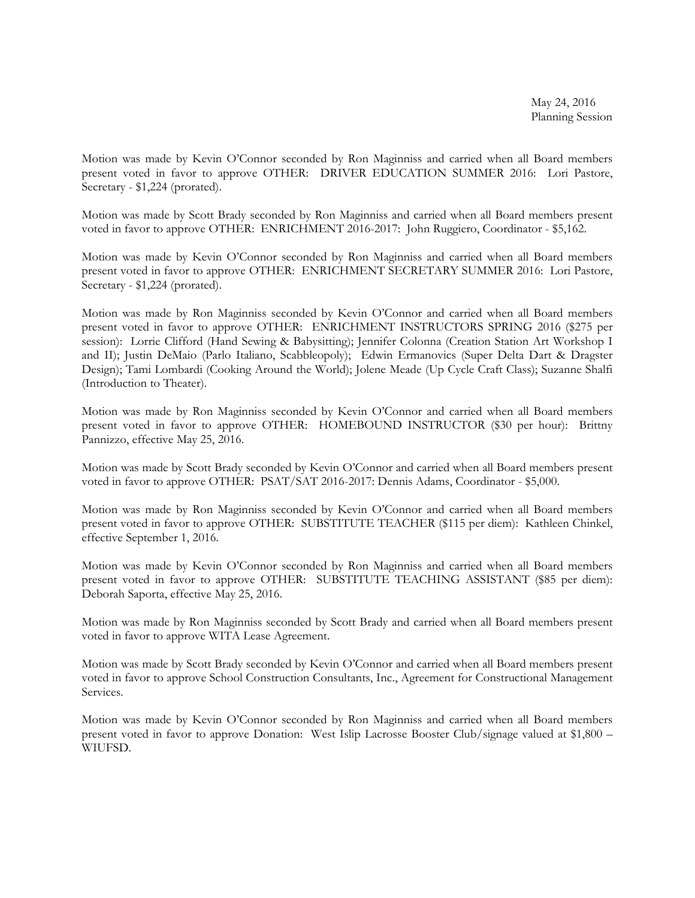Motion was made by Kevin O'Connor seconded by Ron Maginniss and carried when all Board members present voted in favor to approve OTHER: DRIVER EDUCATION SUMMER 2016: Lori Pastore, Secretary - $1,224 (prorated).

Motion was made by Scott Brady seconded by Ron Maginniss and carried when all Board members present voted in favor to approve OTHER: ENRICHMENT 2016-2017: John Ruggiero, Coordinator - $5,162.

Motion was made by Kevin O'Connor seconded by Ron Maginniss and carried when all Board members present voted in favor to approve OTHER: ENRICHMENT SECRETARY SUMMER 2016: Lori Pastore, Secretary - $1,224 (prorated).

Motion was made by Ron Maginniss seconded by Kevin O'Connor and carried when all Board members present voted in favor to approve OTHER: ENRICHMENT INSTRUCTORS SPRING 2016 ($275 per session): Lorrie Clifford (Hand Sewing & Babysitting); Jennifer Colonna (Creation Station Art Workshop I and II); Justin DeMaio (Parlo Italiano, Scabbleopoly); Edwin Ermanovics (Super Delta Dart & Dragster Design); Tami Lombardi (Cooking Around the World); Jolene Meade (Up Cycle Craft Class); Suzanne Shalfi (Introduction to Theater).

Motion was made by Ron Maginniss seconded by Kevin O'Connor and carried when all Board members present voted in favor to approve OTHER: HOMEBOUND INSTRUCTOR ($30 per hour): Brittny Pannizzo, effective May 25, 2016.

Motion was made by Scott Brady seconded by Kevin O'Connor and carried when all Board members present voted in favor to approve OTHER: PSAT/SAT 2016-2017: Dennis Adams, Coordinator - $5,000.

Motion was made by Ron Maginniss seconded by Kevin O'Connor and carried when all Board members present voted in favor to approve OTHER: SUBSTITUTE TEACHER ($115 per diem): Kathleen Chinkel, effective September 1, 2016.

Motion was made by Kevin O'Connor seconded by Ron Maginniss and carried when all Board members present voted in favor to approve OTHER: SUBSTITUTE TEACHING ASSISTANT ($85 per diem): Deborah Saporta, effective May 25, 2016.

Motion was made by Ron Maginniss seconded by Scott Brady and carried when all Board members present voted in favor to approve WITA Lease Agreement.

Motion was made by Scott Brady seconded by Kevin O'Connor and carried when all Board members present voted in favor to approve School Construction Consultants, Inc., Agreement for Constructional Management Services.

Motion was made by Kevin O'Connor seconded by Ron Maginniss and carried when all Board members present voted in favor to approve Donation: West Islip Lacrosse Booster Club/signage valued at $1,800 – WIUFSD.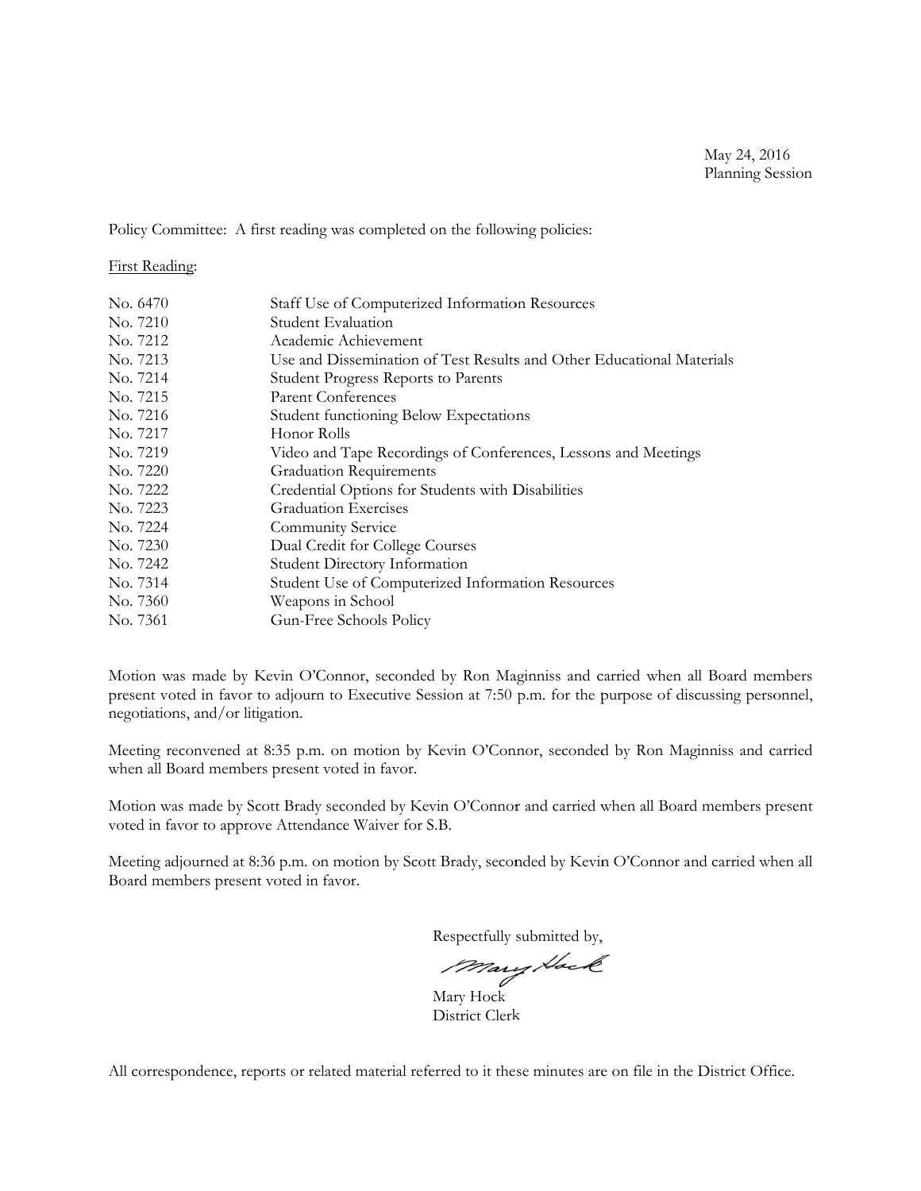May 24, 2016
Planning Session

Policy Committee: A first reading was completed on the following policies:

First Reading:

| | |
|---|---|
| No. 6470 | Staff Use of Computerized Information Resources |
| No. 7210 | Student Evaluation |
| No. 7212 | Academic Achievement |
| No. 7213 | Use and Dissemination of Test Results and Other Educational Materials |
| No. 7214 | Student Progress Reports to Parents |
| No. 7215 | Parent Conferences |
| No. 7216 | Student functioning Below Expectations |
| No. 7217 | Honor Rolls |
| No. 7219 | Video and Tape Recordings of Conferences, Lessons and Meetings |
| No. 7220 | Graduation Requirements |
| No. 7222 | Credential Options for Students with Disabilities |
| No. 7223 | Graduation Exercises |
| No. 7224 | Community Service |
| No. 7230 | Dual Credit for College Courses |
| No. 7242 | Student Directory Information |
| No. 7314 | Student Use of Computerized Information Resources |
| No. 7360 | Weapons in School |
| No. 7361 | Gun-Free Schools Policy |

Motion was made by Kevin O'Connor, seconded by Ron Maginniss and carried when all Board members present voted in favor to adjourn to Executive Session at 7:50 p.m. for the purpose of discussing personnel, negotiations, and/or litigation.

Meeting reconvened at 8:35 p.m. on motion by Kevin O'Connor, seconded by Ron Maginniss and carried when all Board members present voted in favor.

Motion was made by Scott Brady seconded by Kevin O'Connor and carried when all Board members present voted in favor to approve Attendance Waiver for S.B.

Meeting adjourned at 8:36 p.m. on motion by Scott Brady, seconded by Kevin O'Connor and carried when all Board members present voted in favor.

Respectfully submitted by,

Mary Hock
District Clerk

All correspondence, reports or related material referred to it these minutes are on file in the District Office.